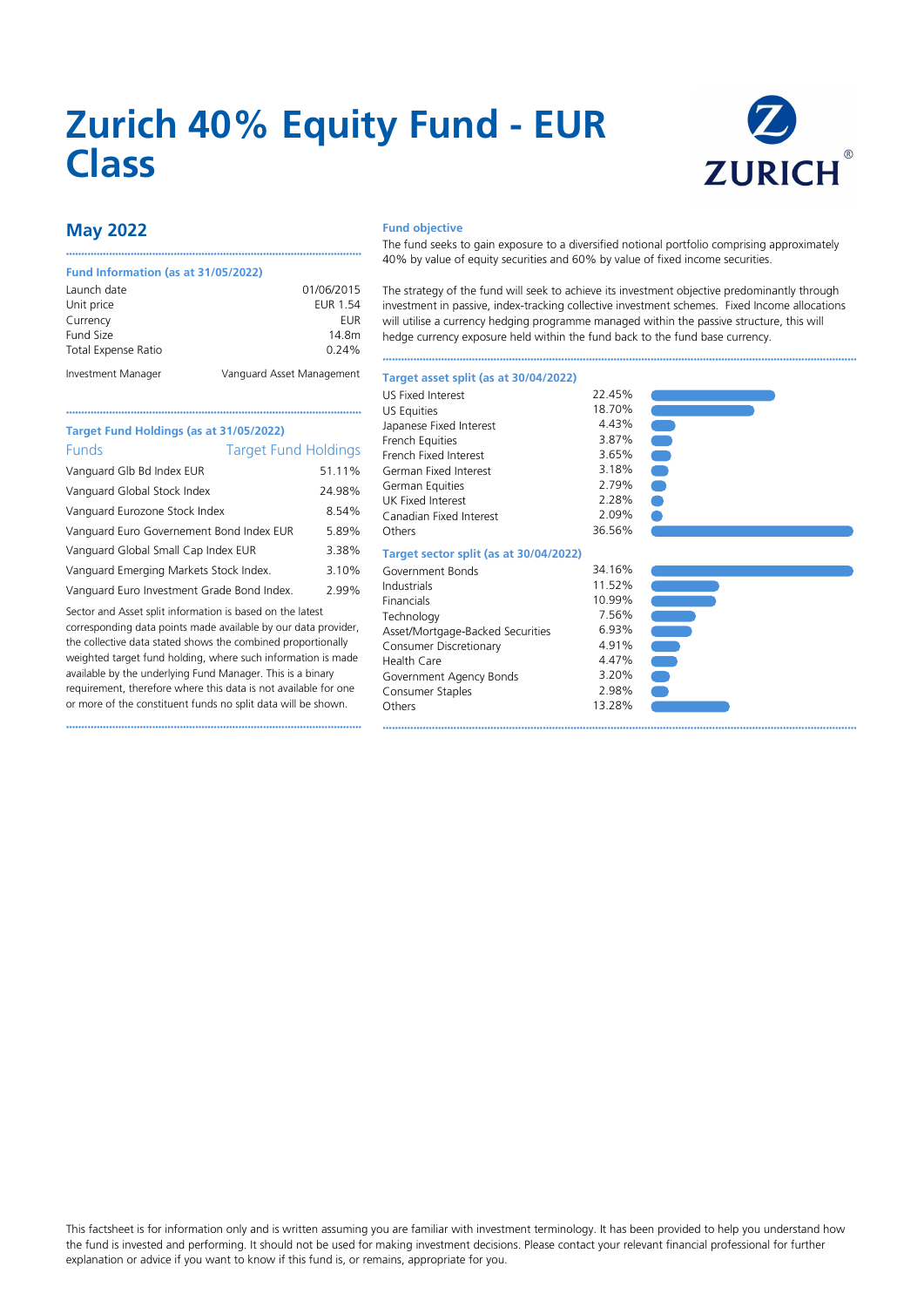# Zurich 40% Equity Fund - EUR Class

## May 2022

### Fund Information (as at 31/05/2022)

| | |
|---|---|
| Launch date | 01/06/2015 |
| Unit price | EUR 1.54 |
| Currency | EUR |
| Fund Size | 14.8m |
| Total Expense Ratio | 0.24% |
| Investment Manager | Vanguard Asset Management |

### Target Fund Holdings (as at 31/05/2022)

| Funds | Target Fund Holdings |
|---|---|
| Vanguard Glb Bd Index EUR | 51.11% |
| Vanguard Global Stock Index | 24.98% |
| Vanguard Eurozone Stock Index | 8.54% |
| Vanguard Euro Governement Bond Index EUR | 5.89% |
| Vanguard Global Small Cap Index EUR | 3.38% |
| Vanguard Emerging Markets Stock Index. | 3.10% |
| Vanguard Euro Investment Grade Bond Index. | 2.99% |

Sector and Asset split information is based on the latest corresponding data points made available by our data provider, the collective data stated shows the combined proportionally weighted target fund holding, where such information is made available by the underlying Fund Manager. This is a binary requirement, therefore where this data is not available for one or more of the constituent funds no split data will be shown.

### Fund objective

The fund seeks to gain exposure to a diversified notional portfolio comprising approximately 40% by value of equity securities and 60% by value of fixed income securities.

The strategy of the fund will seek to achieve its investment objective predominantly through investment in passive, index-tracking collective investment schemes. Fixed Income allocations will utilise a currency hedging programme managed within the passive structure, this will hedge currency exposure held within the fund back to the fund base currency.

### Target asset split (as at 30/04/2022)

| | |
|---|---|
| US Fixed Interest | 22.45% |
| US Equities | 18.70% |
| Japanese Fixed Interest | 4.43% |
| French Equities | 3.87% |
| French Fixed Interest | 3.65% |
| German Fixed Interest | 3.18% |
| German Equities | 2.79% |
| UK Fixed Interest | 2.28% |
| Canadian Fixed Interest | 2.09% |
| Others | 36.56% |

### Target sector split (as at 30/04/2022)

| | |
|---|---|
| Government Bonds | 34.16% |
| Industrials | 11.52% |
| Financials | 10.99% |
| Technology | 7.56% |
| Asset/Mortgage-Backed Securities | 6.93% |
| Consumer Discretionary | 4.91% |
| Health Care | 4.47% |
| Government Agency Bonds | 3.20% |
| Consumer Staples | 2.98% |
| Others | 13.28% |

This factsheet is for information only and is written assuming you are familiar with investment terminology. It has been provided to help you understand how the fund is invested and performing. It should not be used for making investment decisions. Please contact your relevant financial professional for further explanation or advice if you want to know if this fund is, or remains, appropriate for you.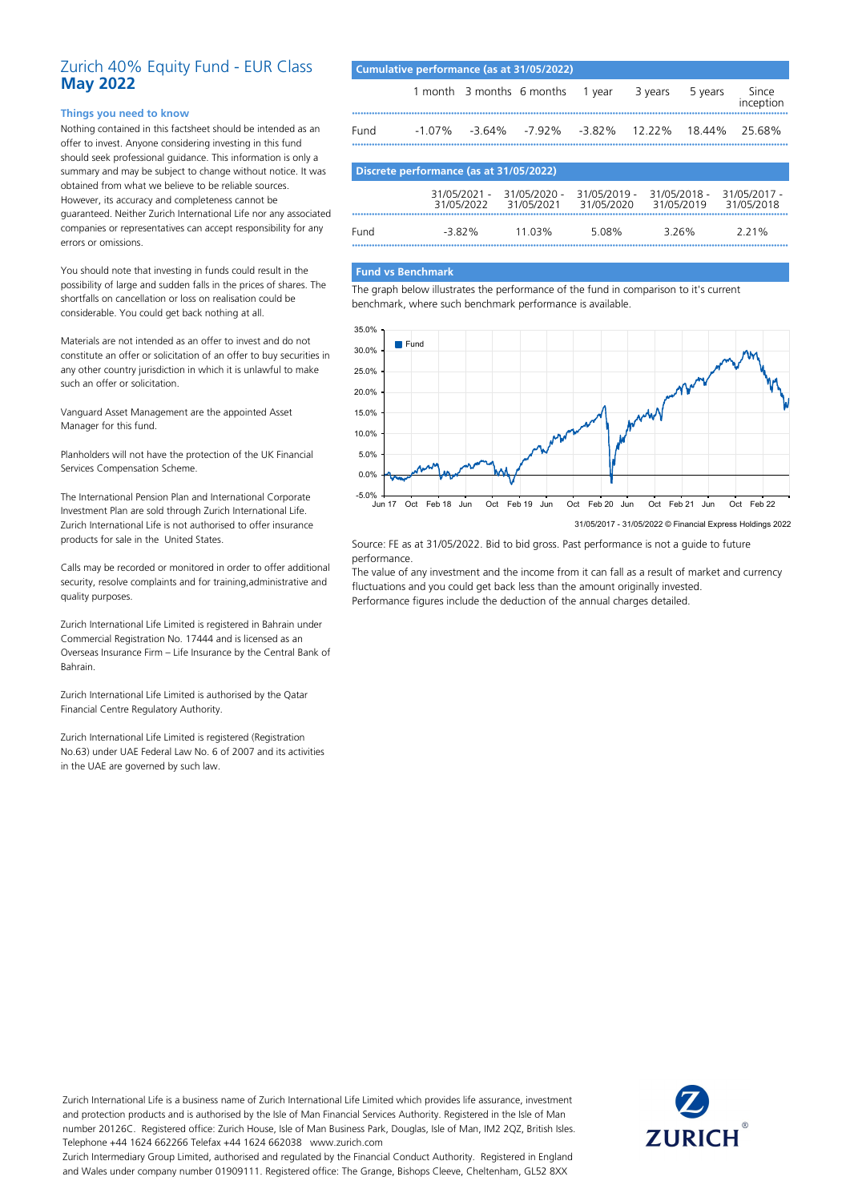# Zurich 40% Equity Fund - EUR Class
## May 2022

### Things you need to know

Nothing contained in this factsheet should be intended as an offer to invest. Anyone considering investing in this fund should seek professional guidance. This information is only a summary and may be subject to change without notice. It was obtained from what we believe to be reliable sources. However, its accuracy and completeness cannot be guaranteed. Neither Zurich International Life nor any associated companies or representatives can accept responsibility for any errors or omissions.

You should note that investing in funds could result in the possibility of large and sudden falls in the prices of shares. The shortfalls on cancellation or loss on realisation could be considerable. You could get back nothing at all.

Materials are not intended as an offer to invest and do not constitute an offer or solicitation of an offer to buy securities in any other country jurisdiction in which it is unlawful to make such an offer or solicitation.

Vanguard Asset Management are the appointed Asset Manager for this fund.

Planholders will not have the protection of the UK Financial Services Compensation Scheme.

The International Pension Plan and International Corporate Investment Plan are sold through Zurich International Life. Zurich International Life is not authorised to offer insurance products for sale in the United States.

Calls may be recorded or monitored in order to offer additional security, resolve complaints and for training,administrative and quality purposes.

Zurich International Life Limited is registered in Bahrain under Commercial Registration No. 17444 and is licensed as an Overseas Insurance Firm – Life Insurance by the Central Bank of Bahrain.

Zurich International Life Limited is authorised by the Qatar Financial Centre Regulatory Authority.

Zurich International Life Limited is registered (Registration No.63) under UAE Federal Law No. 6 of 2007 and its activities in the UAE are governed by such law.

### Cumulative performance (as at 31/05/2022)

| | 1 month | 3 months | 6 months | 1 year | 3 years | 5 years | Since inception |
|---|---|---|---|---|---|---|---|
| Fund | -1.07% | -3.64% | -7.92% | -3.82% | 12.22% | 18.44% | 25.68% |

### Discrete performance (as at 31/05/2022)

| | 31/05/2021 - 31/05/2022 | 31/05/2020 - 31/05/2021 | 31/05/2019 - 31/05/2020 | 31/05/2018 - 31/05/2019 | 31/05/2017 - 31/05/2018 |
|---|---|---|---|---|---|
| Fund | -3.82% | 11.03% | 5.08% | 3.26% | 2.21% |

### Fund vs Benchmark

The graph below illustrates the performance of the fund in comparison to it's current benchmark, where such benchmark performance is available.

Fund

35.0%
30.0%
25.0%
20.0%
15.0%
10.0%
5.0%
0.0%
-5.0%

Jun 17 Oct Feb 18 Jun Oct Feb 19 Jun Oct Feb 20 Jun Oct Feb 21 Jun Oct Feb 22

31/05/2017 - 31/05/2022 © Financial Express Holdings 2022

Source: FE as at 31/05/2022. Bid to bid gross. Past performance is not a guide to future performance.
The value of any investment and the income from it can fall as a result of market and currency fluctuations and you could get back less than the amount originally invested.
Performance figures include the deduction of the annual charges detailed.

Zurich International Life is a business name of Zurich International Life Limited which provides life assurance, investment and protection products and is authorised by the Isle of Man Financial Services Authority. Registered in the Isle of Man number 20126C. Registered office: Zurich House, Isle of Man Business Park, Douglas, Isle of Man, IM2 2QZ, British Isles. Telephone +44 1624 662266 Telefax +44 1624 662038 www.zurich.com
Zurich Intermediary Group Limited, authorised and regulated by the Financial Conduct Authority. Registered in England and Wales under company number 01909111. Registered office: The Grange, Bishops Cleeve, Cheltenham, GL52 8XX

ZURICH®